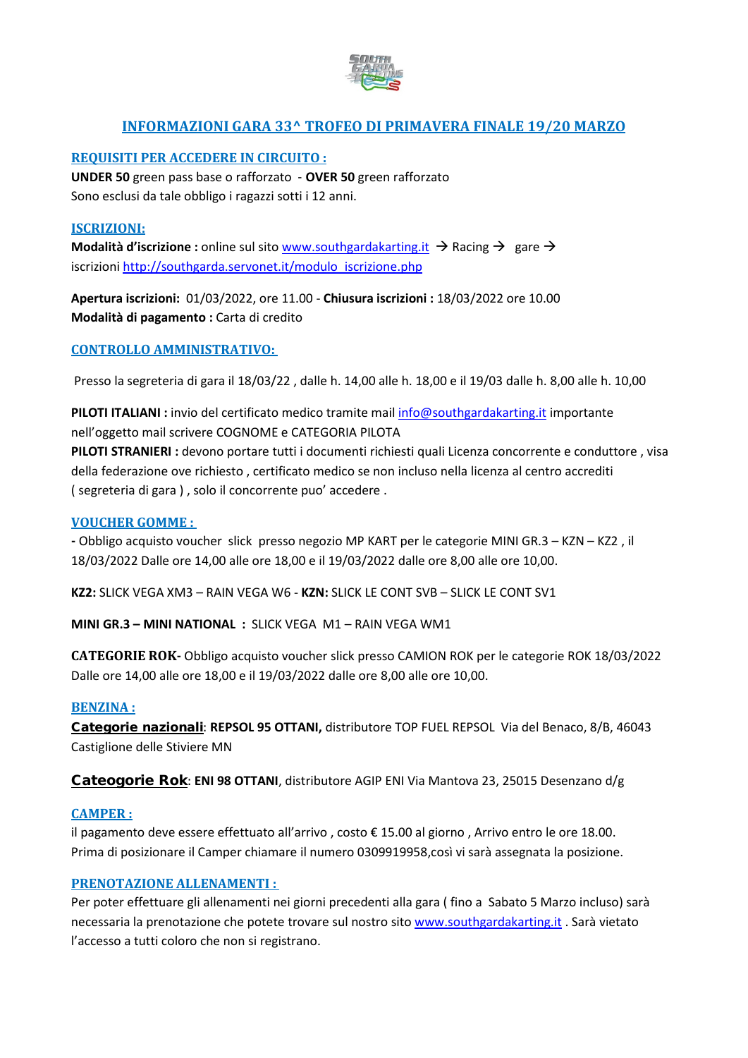# INFORMAZIONI GARA 33^ TROFEO DI PRIMAVERA FINALE 19/20 MARZO

## REQUISITI PER ACCEDERE IN CIRCUITO :

**UNDER 50** green pass base o rafforzato - **OVER 50** green rafforzato
Sono esclusi da tale obbligo i ragazzi sotti i 12 anni.

## ISCRIZIONI:

**Modalità d'iscrizione :** online sul sito www.southgardakarting.it → Racing → gare → iscrizioni http://southgarda.servonet.it/modulo_iscrizione.php

**Apertura iscrizioni:** 01/03/2022, ore 11.00 - **Chiusura iscrizioni :** 18/03/2022 ore 10.00
**Modalità di pagamento :** Carta di credito

## CONTROLLO AMMINISTRATIVO:

Presso la segreteria di gara il 18/03/22 , dalle h. 14,00 alle h. 18,00 e il 19/03 dalle h. 8,00 alle h. 10,00

**PILOTI ITALIANI :** invio del certificato medico tramite mail info@southgardakarting.it importante nell'oggetto mail scrivere COGNOME e CATEGORIA PILOTA
**PILOTI STRANIERI :** devono portare tutti i documenti richiesti quali Licenza concorrente e conduttore , visa della federazione ove richiesto , certificato medico se non incluso nella licenza al centro accrediti ( segreteria di gara ) , solo il concorrente puo' accedere .

## VOUCHER GOMME :

**-** Obbligo acquisto voucher slick presso negozio MP KART per le categorie MINI GR.3 – KZN – KZ2 , il 18/03/2022 Dalle ore 14,00 alle ore 18,00 e il 19/03/2022 dalle ore 8,00 alle ore 10,00.

**KZ2:** SLICK VEGA XM3 – RAIN VEGA W6 - **KZN:** SLICK LE CONT SVB – SLICK LE CONT SV1

**MINI GR.3 – MINI NATIONAL :** SLICK VEGA M1 – RAIN VEGA WM1

**CATEGORIE ROK-** Obbligo acquisto voucher slick presso CAMION ROK per le categorie ROK 18/03/2022 Dalle ore 14,00 alle ore 18,00 e il 19/03/2022 dalle ore 8,00 alle ore 10,00.

## BENZINA :

**Categorie nazionali**: **REPSOL 95 OTTANI,** distributore TOP FUEL REPSOL Via del Benaco, 8/B, 46043 Castiglione delle Stiviere MN

**Cateogorie Rok**: **ENI 98 OTTANI**, distributore AGIP ENI Via Mantova 23, 25015 Desenzano d/g

## CAMPER :

il pagamento deve essere effettuato all'arrivo , costo € 15.00 al giorno , Arrivo entro le ore 18.00.
Prima di posizionare il Camper chiamare il numero 0309919958,così vi sarà assegnata la posizione.

## PRENOTAZIONE ALLENAMENTI :

Per poter effettuare gli allenamenti nei giorni precedenti alla gara ( fino a Sabato 5 Marzo incluso) sarà necessaria la prenotazione che potete trovare sul nostro sito www.southgardakarting.it . Sarà vietato l'accesso a tutti coloro che non si registrano.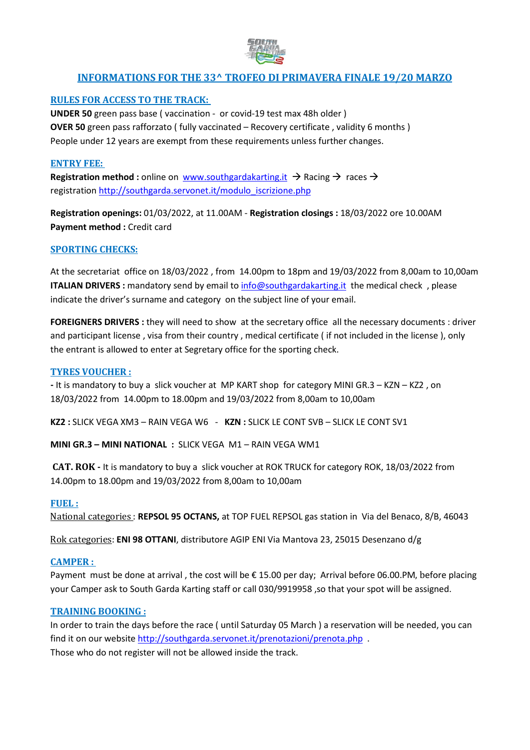## INFORMATIONS FOR THE 33^ TROFEO DI PRIMAVERA FINALE 19/20 MARZO

### RULES FOR ACCESS TO THE TRACK:

**UNDER 50** green pass base ( vaccination - or covid-19 test max 48h older )
**OVER 50** green pass rafforzato ( fully vaccinated – Recovery certificate , validity 6 months )
People under 12 years are exempt from these requirements unless further changes.

### ENTRY FEE:

**Registration method :** online on www.southgardakarting.it → Racing → races → registration http://southgarda.servonet.it/modulo_iscrizione.php

**Registration openings:** 01/03/2022, at 11.00AM - **Registration closings :** 18/03/2022 ore 10.00AM
**Payment method :** Credit card

### SPORTING CHECKS:

At the secretariat office on 18/03/2022 , from 14.00pm to 18pm and 19/03/2022 from 8,00am to 10,00am
**ITALIAN DRIVERS :** mandatory send by email to info@southgardakarting.it the medical check , please indicate the driver's surname and category on the subject line of your email.

**FOREIGNERS DRIVERS :** they will need to show at the secretary office all the necessary documents : driver and participant license , visa from their country , medical certificate ( if not included in the license ), only the entrant is allowed to enter at Segretary office for the sporting check.

### TYRES VOUCHER :

**-** It is mandatory to buy a slick voucher at MP KART shop for category MINI GR.3 – KZN – KZ2 , on 18/03/2022 from 14.00pm to 18.00pm and 19/03/2022 from 8,00am to 10,00am

**KZ2 :** SLICK VEGA XM3 – RAIN VEGA W6 - **KZN :** SLICK LE CONT SVB – SLICK LE CONT SV1

**MINI GR.3 – MINI NATIONAL :** SLICK VEGA M1 – RAIN VEGA WM1

**CAT. ROK -** It is mandatory to buy a slick voucher at ROK TRUCK for category ROK, 18/03/2022 from 14.00pm to 18.00pm and 19/03/2022 from 8,00am to 10,00am

### FUEL :

National categories : **REPSOL 95 OCTANS,** at TOP FUEL REPSOL gas station in Via del Benaco, 8/B, 46043

Rok categories: **ENI 98 OTTANI**, distributore AGIP ENI Via Mantova 23, 25015 Desenzano d/g

### CAMPER :

Payment must be done at arrival , the cost will be € 15.00 per day; Arrival before 06.00.PM, before placing your Camper ask to South Garda Karting staff or call 030/9919958 ,so that your spot will be assigned.

### TRAINING BOOKING :

In order to train the days before the race ( until Saturday 05 March ) a reservation will be needed, you can find it on our website http://southgarda.servonet.it/prenotazioni/prenota.php .
Those who do not register will not be allowed inside the track.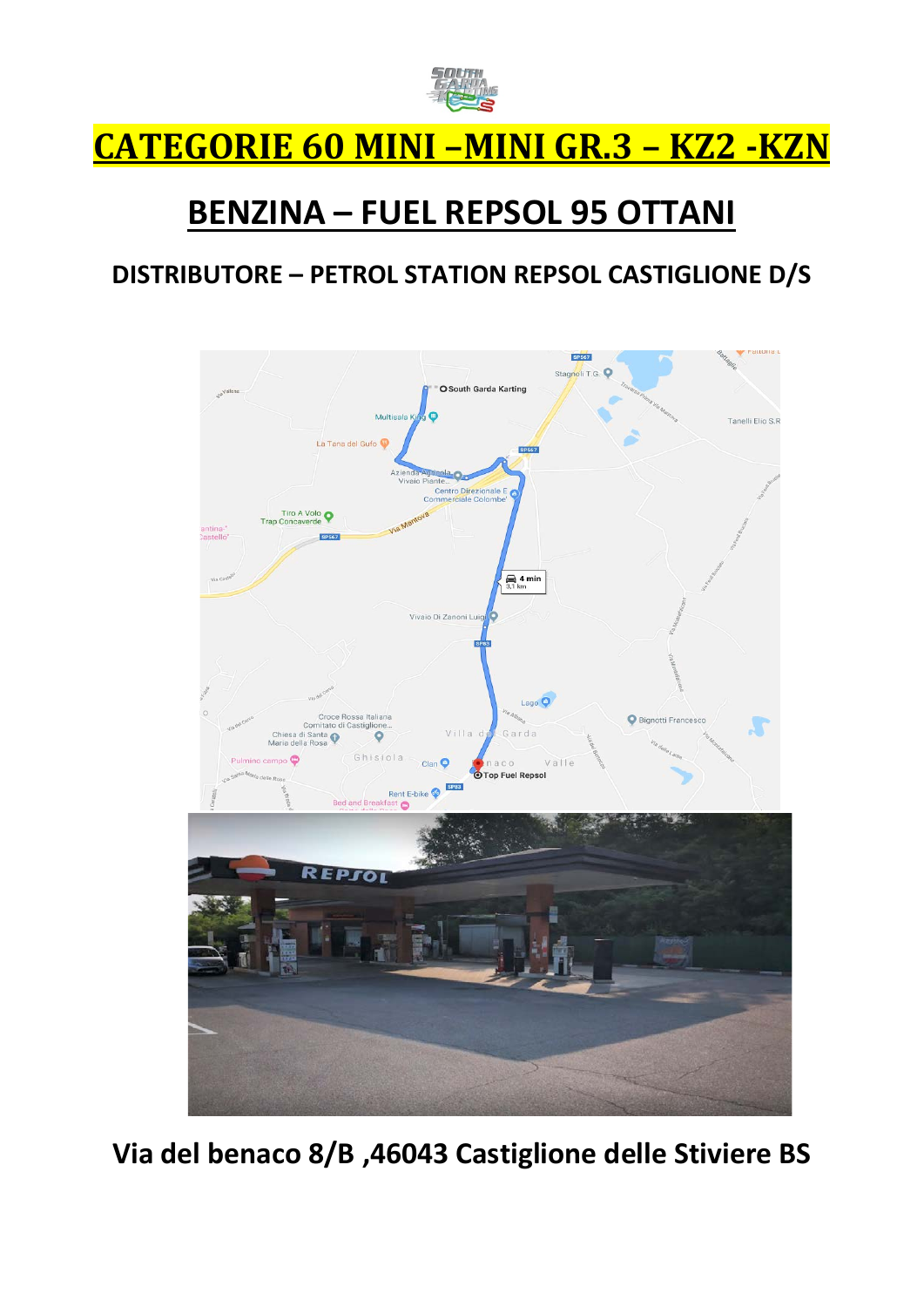# CATEGORIE 60 MINI –MINI GR.3 – KZ2 -KZN

## BENZINA – FUEL REPSOL 95 OTTANI

### DISTRIBUTORE – PETROL STATION REPSOL CASTIGLIONE D/S

**Via del benaco 8/B ,46043 Castiglione delle Stiviere BS**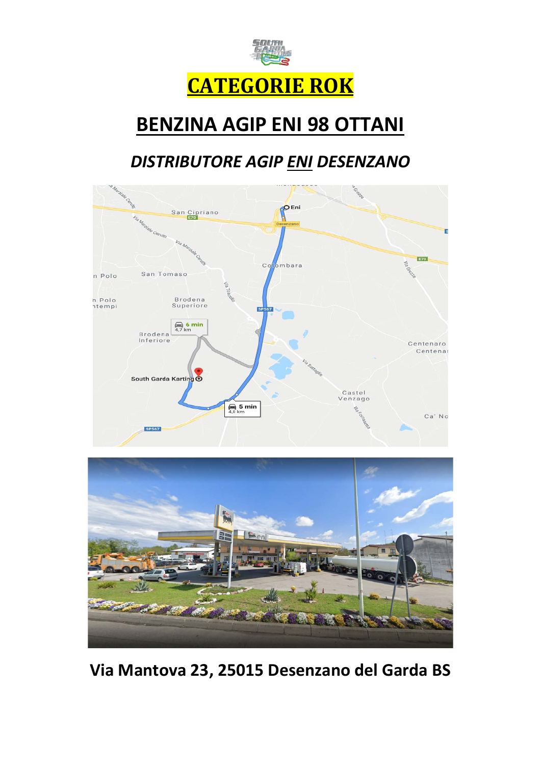# CATEGORIE ROK

## BENZINA AGIP ENI 98 OTTANI

### *DISTRIBUTORE AGIP ENI DESENZANO*

**Via Mantova 23, 25015 Desenzano del Garda BS**